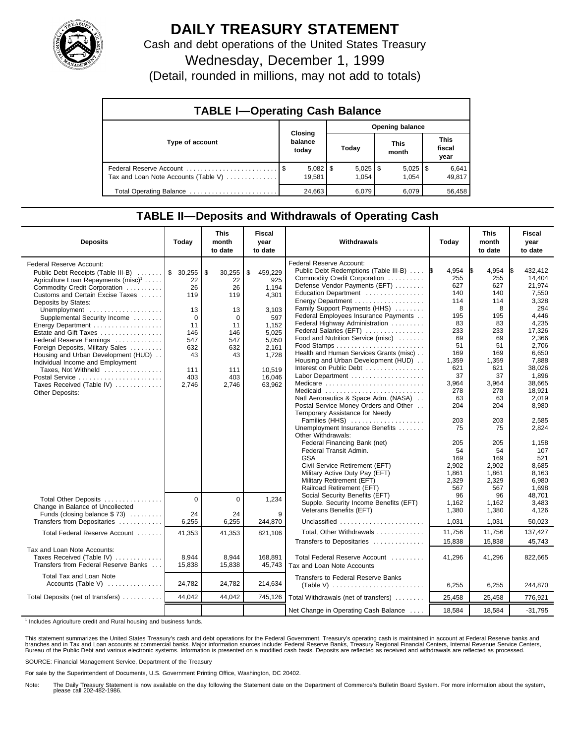# DAILY TREASURY STATEMENT

Cash and debt operations of the United States Treasury

Wednesday, December 1, 1999

(Detail, rounded in millions, may not add to totals)

## TABLE I—Operating Cash Balance

| Type of account | Closing balance today | Opening balance Today | This month | This fiscal year |
|---|---|---|---|---|
| Federal Reserve Account | $ 5,082 | $ 5,025 | $ 5,025 | $ 6,641 |
| Tax and Loan Note Accounts (Table V) | 19,581 | 1,054 | 1,054 | 49,817 |
| Total Operating Balance | 24,663 | 6,079 | 6,079 | 56,458 |

## TABLE II—Deposits and Withdrawals of Operating Cash

| Deposits | Today | This month to date | Fiscal year to date |
|---|---|---|---|
| Federal Reserve Account: | | | |
| Public Debt Receipts (Table III-B) | $ 30,255 | $ 30,255 | $ 459,229 |
| Agriculture Loan Repayments (misc)[1] | 22 | 22 | 925 |
| Commodity Credit Corporation | 26 | 26 | 1,194 |
| Customs and Certain Excise Taxes | 119 | 119 | 4,301 |
| Deposits by States: | | | |
| Unemployment | 13 | 13 | 3,103 |
| Supplemental Security Income | 0 | 0 | 597 |
| Energy Department | 11 | 11 | 1,152 |
| Estate and Gift Taxes | 146 | 146 | 5,025 |
| Federal Reserve Earnings | 547 | 547 | 5,050 |
| Foreign Deposits, Military Sales | 632 | 632 | 2,161 |
| Housing and Urban Development (HUD) | 43 | 43 | 1,728 |
| Individual Income and Employment Taxes, Not Withheld | 111 | 111 | 10,519 |
| Postal Service | 403 | 403 | 16,046 |
| Taxes Received (Table IV) | 2,746 | 2,746 | 63,962 |
| Other Deposits: | | | |
| Total Other Deposits | 0 | 0 | 1,234 |
| Change in Balance of Uncollected Funds (closing balance $ 73) | 24 | 24 | 9 |
| Transfers from Depositaries | 6,255 | 6,255 | 244,870 |
| Total Federal Reserve Account | 41,353 | 41,353 | 821,106 |
| Tax and Loan Note Accounts: | | | |
| Taxes Received (Table IV) | 8,944 | 8,944 | 168,891 |
| Transfers from Federal Reserve Banks | 15,838 | 15,838 | 45,743 |
| Total Tax and Loan Note Accounts (Table V) | 24,782 | 24,782 | 214,634 |
| Total Deposits (net of transfers) | 44,042 | 44,042 | 745,126 |

| Withdrawals | Today | This month to date | Fiscal year to date |
|---|---|---|---|
| Federal Reserve Account: | | | |
| Public Debt Redemptions (Table III-B) | $ 4,954 | $ 4,954 | $ 432,412 |
| Commodity Credit Corporation | 255 | 255 | 14,404 |
| Defense Vendor Payments (EFT) | 627 | 627 | 21,974 |
| Education Department | 140 | 140 | 7,550 |
| Energy Department | 114 | 114 | 3,328 |
| Family Support Payments (HHS) | 8 | 8 | 294 |
| Federal Employees Insurance Payments | 195 | 195 | 4,446 |
| Federal Highway Administration | 83 | 83 | 4,235 |
| Federal Salaries (EFT) | 233 | 233 | 17,326 |
| Food and Nutrition Service (misc) | 69 | 69 | 2,366 |
| Food Stamps | 51 | 51 | 2,706 |
| Health and Human Services Grants (misc) | 169 | 169 | 6,650 |
| Housing and Urban Development (HUD) | 1,359 | 1,359 | 7,888 |
| Interest on Public Debt | 621 | 621 | 38,026 |
| Labor Department | 37 | 37 | 1,896 |
| Medicare | 3,964 | 3,964 | 38,665 |
| Medicaid | 278 | 278 | 18,921 |
| Natl Aeronautics & Space Adm. (NASA) | 63 | 63 | 2,019 |
| Postal Service Money Orders and Other | 204 | 204 | 8,980 |
| Temporary Assistance for Needy Families (HHS) | 203 | 203 | 2,585 |
| Unemployment Insurance Benefits | 75 | 75 | 2,824 |
| Other Withdrawals: | | | |
| Federal Financing Bank (net) | 205 | 205 | 1,158 |
| Federal Transit Admin. | 54 | 54 | 107 |
| GSA | 169 | 169 | 521 |
| Civil Service Retirement (EFT) | 2,902 | 2,902 | 8,685 |
| Military Active Duty Pay (EFT) | 1,861 | 1,861 | 8,163 |
| Military Retirement (EFT) | 2,329 | 2,329 | 6,980 |
| Railroad Retirement (EFT) | 567 | 567 | 1,698 |
| Social Security Benefits (EFT) | 96 | 96 | 48,701 |
| Supple. Security Income Benefits (EFT) | 1,162 | 1,162 | 3,483 |
| Veterans Benefits (EFT) | 1,380 | 1,380 | 4,126 |
| Unclassified | 1,031 | 1,031 | 50,023 |
| Total, Other Withdrawals | 11,756 | 11,756 | 137,427 |
| Transfers to Depositaries | 15,838 | 15,838 | 45,743 |
| Total Federal Reserve Account | 41,296 | 41,296 | 822,665 |
| Tax and Loan Note Accounts | | | |
| Transfers to Federal Reserve Banks (Table V) | 6,255 | 6,255 | 244,870 |
| Total Withdrawals (net of transfers) | 25,458 | 25,458 | 776,921 |
| Net Change in Operating Cash Balance | 18,584 | 18,584 | -31,795 |

[1] Includes Agriculture credit and Rural housing and business funds.

This statement summarizes the United States Treasury's cash and debt operations for the Federal Government. Treasury's operating cash is maintained in account at Federal Reserve banks and branches and in Tax and Loan accounts at commercial banks. Major information sources include: Federal Reserve Banks, Treasury Regional Financial Centers, Internal Revenue Service Centers, Bureau of the Public Debt and various electronic systems. Information is presented on a modified cash basis. Deposits are reflected as received and withdrawals are reflected as processed.

SOURCE: Financial Management Service, Department of the Treasury

For sale by the Superintendent of Documents, U.S. Government Printing Office, Washington, DC 20402.

Note: The Daily Treasury Statement is now available on the day following the Statement date on the Department of Commerce's Bulletin Board System. For more information about the system, please call 202-482-1986.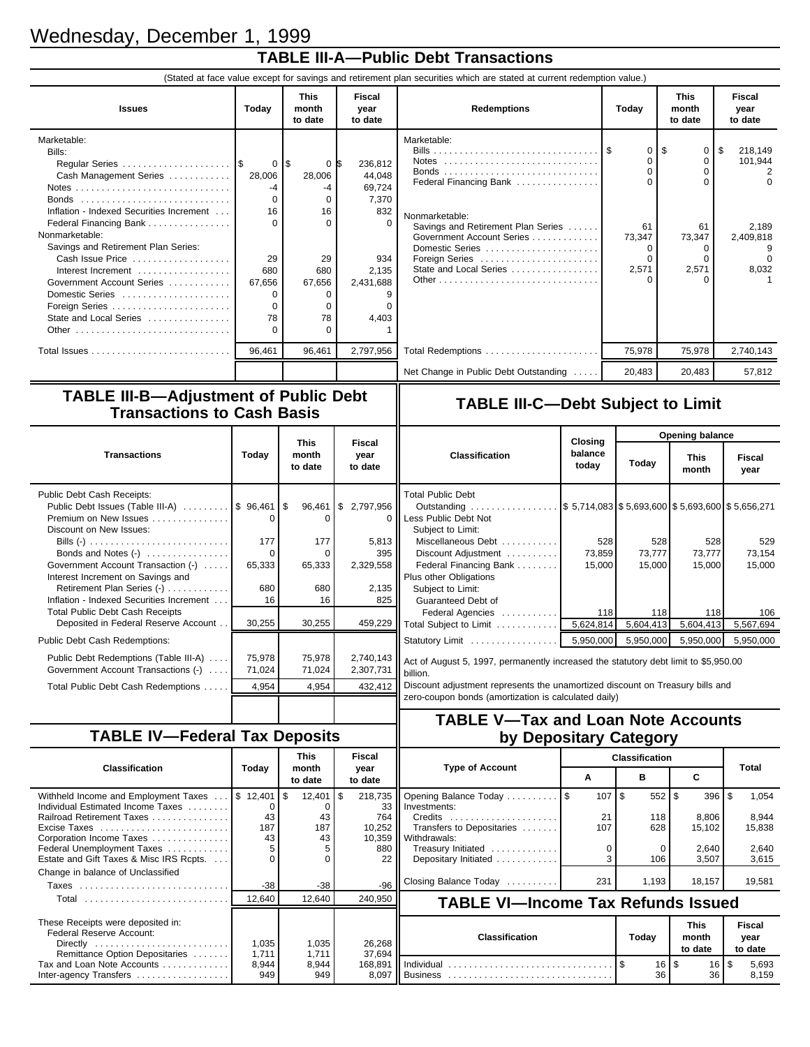Wednesday, December 1, 1999

## TABLE III-A—Public Debt Transactions

(Stated at face value except for savings and retirement plan securities which are stated at current redemption value.)

| Issues | Today | This month to date | Fiscal year to date |
|---|---|---|---|
| Marketable: | | | |
| Bills: | | | |
| Regular Series | $ 0 | $ 0 | $ 236,812 |
| Cash Management Series | 28,006 | 28,006 | 44,048 |
| Notes | -4 | -4 | 69,724 |
| Bonds | 0 | 0 | 7,370 |
| Inflation - Indexed Securities Increment | 16 | 16 | 832 |
| Federal Financing Bank | 0 | 0 | 0 |
| Nonmarketable: | | | |
| Savings and Retirement Plan Series: | | | |
| Cash Issue Price | 29 | 29 | 934 |
| Interest Increment | 680 | 680 | 2,135 |
| Government Account Series | 67,656 | 67,656 | 2,431,688 |
| Domestic Series | 0 | 0 | 9 |
| Foreign Series | 0 | 0 | 0 |
| State and Local Series | 78 | 78 | 4,403 |
| Other | 0 | 0 | 1 |
| Total Issues | 96,461 | 96,461 | 2,797,956 |

| Redemptions | Today | This month to date | Fiscal year to date |
|---|---|---|---|
| Marketable: | | | |
| Bills | $ 0 | $ 0 | $ 218,149 |
| Notes | 0 | 0 | 101,944 |
| Bonds | 0 | 0 | 2 |
| Federal Financing Bank | 0 | 0 | 0 |
| Nonmarketable: | | | |
| Savings and Retirement Plan Series | 61 | 61 | 2,189 |
| Government Account Series | 73,347 | 73,347 | 2,409,818 |
| Domestic Series | 0 | 0 | 9 |
| Foreign Series | 0 | 0 | 0 |
| State and Local Series | 2,571 | 2,571 | 8,032 |
| Other | 0 | 0 | 1 |
| Total Redemptions | 75,978 | 75,978 | 2,740,143 |
| Net Change in Public Debt Outstanding | 20,483 | 20,483 | 57,812 |

## TABLE III-B—Adjustment of Public Debt Transactions to Cash Basis

| Transactions | Today | This month to date | Fiscal year to date |
|---|---|---|---|
| Public Debt Cash Receipts: | | | |
| Public Debt Issues (Table III-A) | $ 96,461 | $ 96,461 | $ 2,797,956 |
| Premium on New Issues | 0 | 0 | 0 |
| Discount on New Issues: | | | |
| Bills (-) | 177 | 177 | 5,813 |
| Bonds and Notes (-) | 0 | 0 | 395 |
| Government Account Transaction (-) | 65,333 | 65,333 | 2,329,558 |
| Interest Increment on Savings and Retirement Plan Series (-) | 680 | 680 | 2,135 |
| Inflation - Indexed Securities Increment | 16 | 16 | 825 |
| Total Public Debt Cash Receipts Deposited in Federal Reserve Account | 30,255 | 30,255 | 459,229 |
| Public Debt Cash Redemptions: | | | |
| Public Debt Redemptions (Table III-A) | 75,978 | 75,978 | 2,740,143 |
| Government Account Transactions (-) | 71,024 | 71,024 | 2,307,731 |
| Total Public Debt Cash Redemptions | 4,954 | 4,954 | 432,412 |

## TABLE III-C—Debt Subject to Limit

| Classification | Closing balance today | Opening balance Today | Opening balance This month | Opening balance Fiscal year |
|---|---|---|---|---|
| Total Public Debt Outstanding | $ 5,714,083 | $ 5,693,600 | $ 5,693,600 | $ 5,656,271 |
| Less Public Debt Not Subject to Limit: | | | | |
| Miscellaneous Debt | 528 | 528 | 528 | 529 |
| Discount Adjustment | 73,859 | 73,777 | 73,777 | 73,154 |
| Federal Financing Bank | 15,000 | 15,000 | 15,000 | 15,000 |
| Plus other Obligations Subject to Limit: | | | | |
| Guaranteed Debt of Federal Agencies | 118 | 118 | 118 | 106 |
| Total Subject to Limit | 5,624,814 | 5,604,413 | 5,604,413 | 5,567,694 |
| Statutory Limit | 5,950,000 | 5,950,000 | 5,950,000 | 5,950,000 |

Act of August 5, 1997, permanently increased the statutory debt limit to $5,950.00 billion.

Discount adjustment represents the unamortized discount on Treasury bills and zero-coupon bonds (amortization is calculated daily)

## TABLE IV—Federal Tax Deposits

| Classification | Today | This month to date | Fiscal year to date |
|---|---|---|---|
| Withheld Income and Employment Taxes | $ 12,401 | $ 12,401 | $ 218,735 |
| Individual Estimated Income Taxes | 0 | 0 | 33 |
| Railroad Retirement Taxes | 43 | 43 | 764 |
| Excise Taxes | 187 | 187 | 10,252 |
| Corporation Income Taxes | 43 | 43 | 10,359 |
| Federal Unemployment Taxes | 5 | 5 | 880 |
| Estate and Gift Taxes & Misc IRS Rcpts. | 0 | 0 | 22 |
| Change in balance of Unclassified Taxes | -38 | -38 | -96 |
| Total | 12,640 | 12,640 | 240,950 |
| These Receipts were deposited in: | | | |
| Federal Reserve Account: | | | |
| Directly | 1,035 | 1,035 | 26,268 |
| Remittance Option Depositaries | 1,711 | 1,711 | 37,694 |
| Tax and Loan Note Accounts | 8,944 | 8,944 | 168,891 |
| Inter-agency Transfers | 949 | 949 | 8,097 |

## TABLE V—Tax and Loan Note Accounts by Depositary Category

| Type of Account | Classification A | Classification B | Classification C | Total |
|---|---|---|---|---|
| Opening Balance Today | $ 107 | $ 552 | $ 396 | $ 1,054 |
| Investments: | | | | |
| Credits | 21 | 118 | 8,806 | 8,944 |
| Transfers to Depositaries | 107 | 628 | 15,102 | 15,838 |
| Withdrawals: | | | | |
| Treasury Initiated | 0 | 0 | 2,640 | 2,640 |
| Depositary Initiated | 3 | 106 | 3,507 | 3,615 |
| Closing Balance Today | 231 | 1,193 | 18,157 | 19,581 |

## TABLE VI—Income Tax Refunds Issued

| Classification | Today | This month to date | Fiscal year to date |
|---|---|---|---|
| Individual | $ 16 | $ 16 | $ 5,693 |
| Business | 36 | 36 | 8,159 |